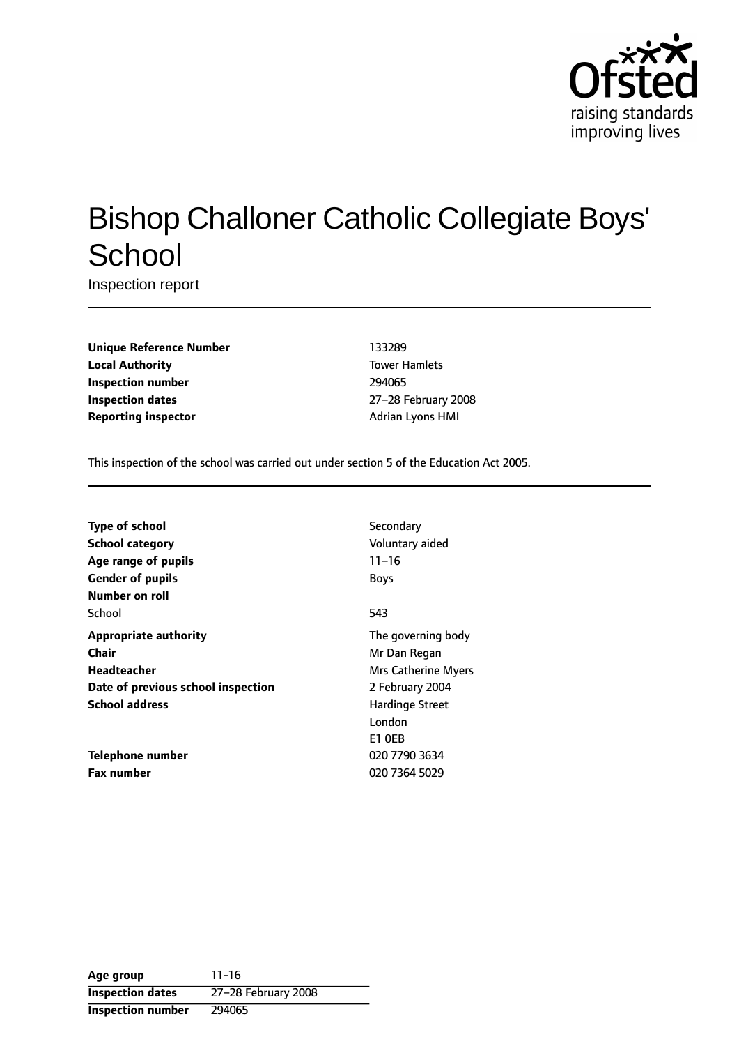# Bishop Challoner Catholic Collegiate Boys' School

Inspection report

| | |
|---|---|
| **Unique Reference Number** | 133289 |
| **Local Authority** | Tower Hamlets |
| **Inspection number** | 294065 |
| **Inspection dates** | 27–28 February 2008 |
| **Reporting inspector** | Adrian Lyons HMI |

This inspection of the school was carried out under section 5 of the Education Act 2005.

| | |
|---|---|
| **Type of school** | Secondary |
| **School category** | Voluntary aided |
| **Age range of pupils** | 11–16 |
| **Gender of pupils** | Boys |
| **Number on roll** | |
| School | 543 |
| **Appropriate authority** | The governing body |
| **Chair** | Mr Dan Regan |
| **Headteacher** | Mrs Catherine Myers |
| **Date of previous school inspection** | 2 February 2004 |
| **School address** | Hardinge Street<br>London<br>E1 0EB |
| **Telephone number** | 020 7790 3634 |
| **Fax number** | 020 7364 5029 |

| | |
|---|---|
| **Age group** | 11-16 |
| **Inspection dates** | 27–28 February 2008 |
| **Inspection number** | 294065 |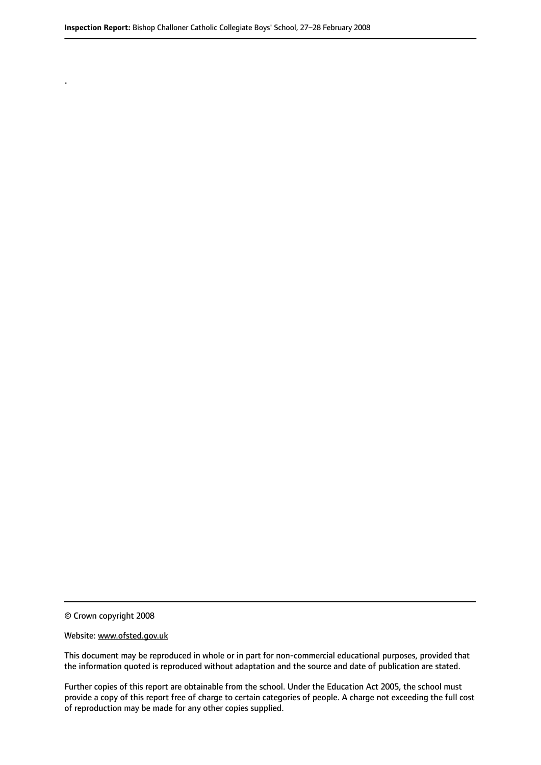.

© Crown copyright 2008

Website: www.ofsted.gov.uk

This document may be reproduced in whole or in part for non-commercial educational purposes, provided that the information quoted is reproduced without adaptation and the source and date of publication are stated.

Further copies of this report are obtainable from the school. Under the Education Act 2005, the school must provide a copy of this report free of charge to certain categories of people. A charge not exceeding the full cost of reproduction may be made for any other copies supplied.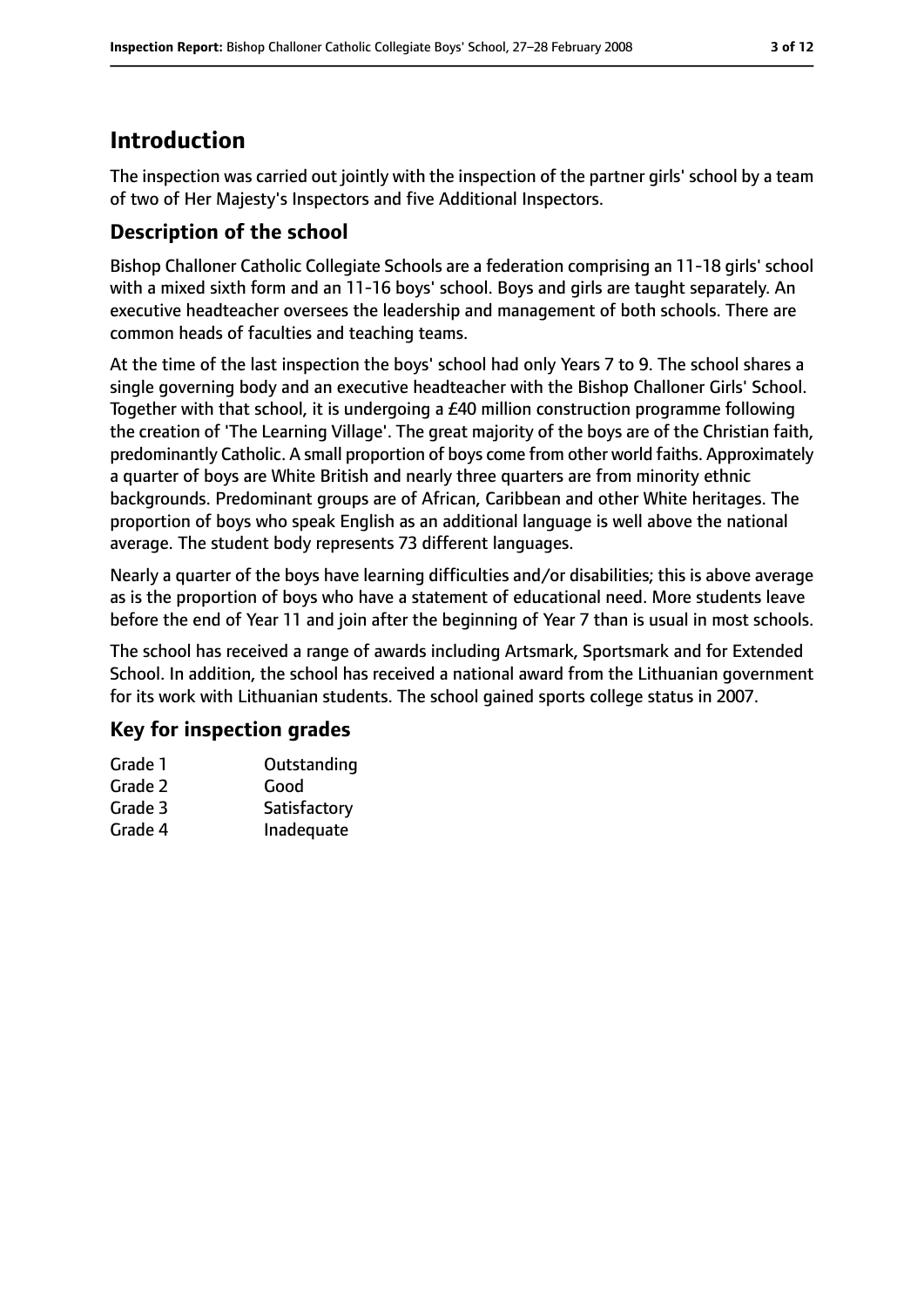# Introduction

The inspection was carried out jointly with the inspection of the partner girls' school by a team of two of Her Majesty's Inspectors and five Additional Inspectors.

## Description of the school

Bishop Challoner Catholic Collegiate Schools are a federation comprising an 11-18 girls' school with a mixed sixth form and an 11-16 boys' school. Boys and girls are taught separately. An executive headteacher oversees the leadership and management of both schools. There are common heads of faculties and teaching teams.

At the time of the last inspection the boys' school had only Years 7 to 9. The school shares a single governing body and an executive headteacher with the Bishop Challoner Girls' School. Together with that school, it is undergoing a £40 million construction programme following the creation of 'The Learning Village'. The great majority of the boys are of the Christian faith, predominantly Catholic. A small proportion of boys come from other world faiths. Approximately a quarter of boys are White British and nearly three quarters are from minority ethnic backgrounds. Predominant groups are of African, Caribbean and other White heritages. The proportion of boys who speak English as an additional language is well above the national average. The student body represents 73 different languages.

Nearly a quarter of the boys have learning difficulties and/or disabilities; this is above average as is the proportion of boys who have a statement of educational need. More students leave before the end of Year 11 and join after the beginning of Year 7 than is usual in most schools.

The school has received a range of awards including Artsmark, Sportsmark and for Extended School. In addition, the school has received a national award from the Lithuanian government for its work with Lithuanian students. The school gained sports college status in 2007.

## Key for inspection grades

| | |
|---|---|
| Grade 1 | Outstanding |
| Grade 2 | Good |
| Grade 3 | Satisfactory |
| Grade 4 | Inadequate |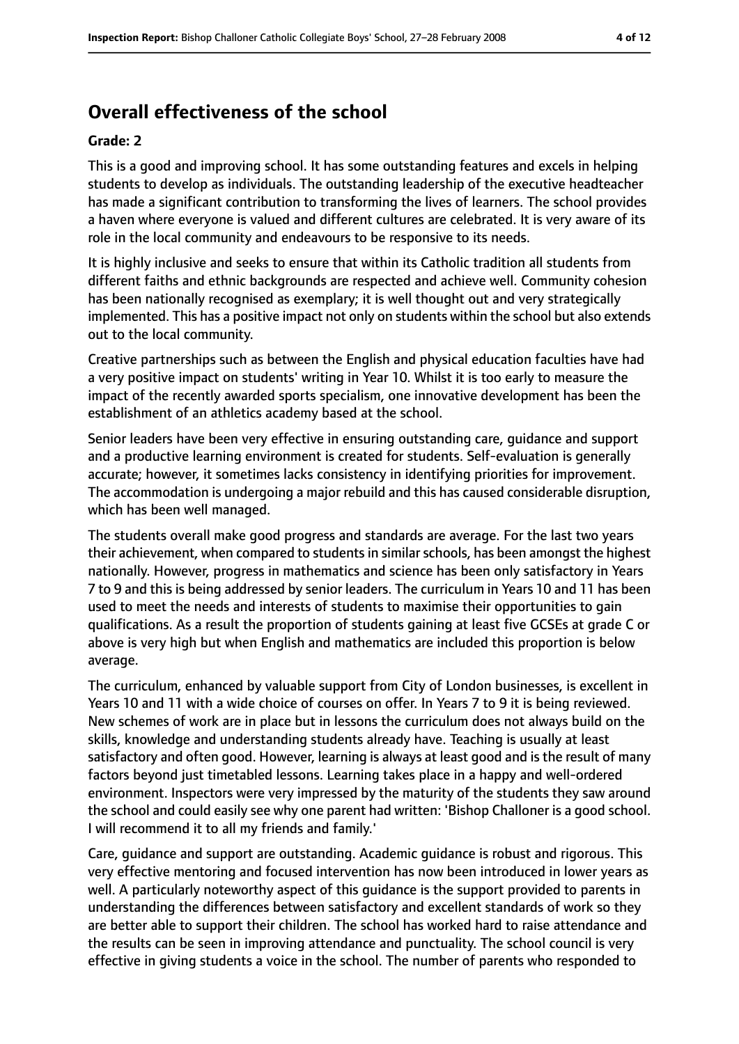## Overall effectiveness of the school

**Grade: 2**

This is a good and improving school. It has some outstanding features and excels in helping students to develop as individuals. The outstanding leadership of the executive headteacher has made a significant contribution to transforming the lives of learners. The school provides a haven where everyone is valued and different cultures are celebrated. It is very aware of its role in the local community and endeavours to be responsive to its needs.

It is highly inclusive and seeks to ensure that within its Catholic tradition all students from different faiths and ethnic backgrounds are respected and achieve well. Community cohesion has been nationally recognised as exemplary; it is well thought out and very strategically implemented. This has a positive impact not only on students within the school but also extends out to the local community.

Creative partnerships such as between the English and physical education faculties have had a very positive impact on students' writing in Year 10. Whilst it is too early to measure the impact of the recently awarded sports specialism, one innovative development has been the establishment of an athletics academy based at the school.

Senior leaders have been very effective in ensuring outstanding care, guidance and support and a productive learning environment is created for students. Self-evaluation is generally accurate; however, it sometimes lacks consistency in identifying priorities for improvement. The accommodation is undergoing a major rebuild and this has caused considerable disruption, which has been well managed.

The students overall make good progress and standards are average. For the last two years their achievement, when compared to students in similar schools, has been amongst the highest nationally. However, progress in mathematics and science has been only satisfactory in Years 7 to 9 and this is being addressed by senior leaders. The curriculum in Years 10 and 11 has been used to meet the needs and interests of students to maximise their opportunities to gain qualifications. As a result the proportion of students gaining at least five GCSEs at grade C or above is very high but when English and mathematics are included this proportion is below average.

The curriculum, enhanced by valuable support from City of London businesses, is excellent in Years 10 and 11 with a wide choice of courses on offer. In Years 7 to 9 it is being reviewed. New schemes of work are in place but in lessons the curriculum does not always build on the skills, knowledge and understanding students already have. Teaching is usually at least satisfactory and often good. However, learning is always at least good and is the result of many factors beyond just timetabled lessons. Learning takes place in a happy and well-ordered environment. Inspectors were very impressed by the maturity of the students they saw around the school and could easily see why one parent had written: 'Bishop Challoner is a good school. I will recommend it to all my friends and family.'

Care, guidance and support are outstanding. Academic guidance is robust and rigorous. This very effective mentoring and focused intervention has now been introduced in lower years as well. A particularly noteworthy aspect of this guidance is the support provided to parents in understanding the differences between satisfactory and excellent standards of work so they are better able to support their children. The school has worked hard to raise attendance and the results can be seen in improving attendance and punctuality. The school council is very effective in giving students a voice in the school. The number of parents who responded to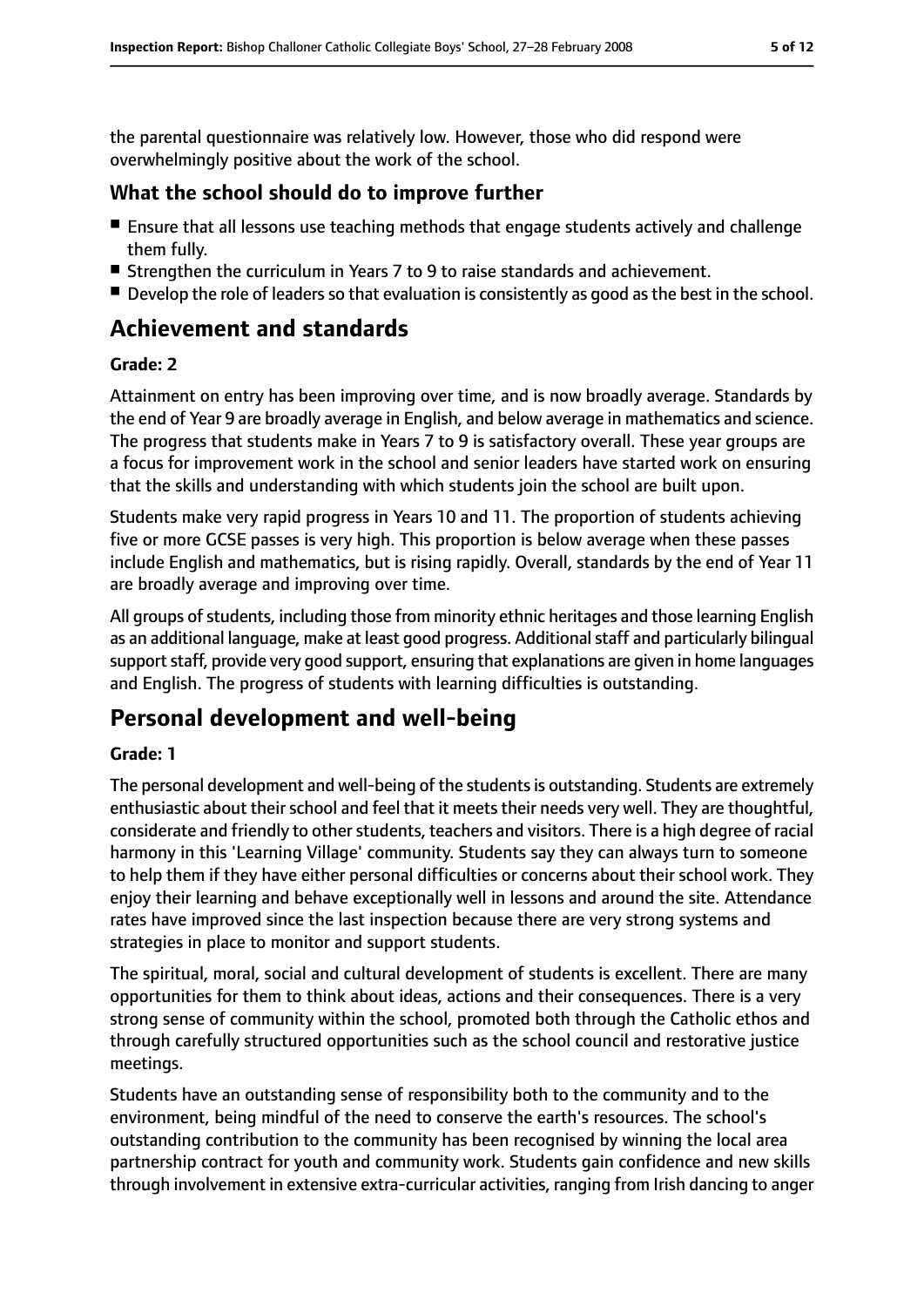the parental questionnaire was relatively low. However, those who did respond were overwhelmingly positive about the work of the school.

### What the school should do to improve further

- Ensure that all lessons use teaching methods that engage students actively and challenge them fully.
- Strengthen the curriculum in Years 7 to 9 to raise standards and achievement.
- Develop the role of leaders so that evaluation is consistently as good as the best in the school.

## Achievement and standards

#### Grade: 2

Attainment on entry has been improving over time, and is now broadly average. Standards by the end of Year 9 are broadly average in English, and below average in mathematics and science. The progress that students make in Years 7 to 9 is satisfactory overall. These year groups are a focus for improvement work in the school and senior leaders have started work on ensuring that the skills and understanding with which students join the school are built upon.

Students make very rapid progress in Years 10 and 11. The proportion of students achieving five or more GCSE passes is very high. This proportion is below average when these passes include English and mathematics, but is rising rapidly. Overall, standards by the end of Year 11 are broadly average and improving over time.

All groups of students, including those from minority ethnic heritages and those learning English as an additional language, make at least good progress. Additional staff and particularly bilingual support staff, provide very good support, ensuring that explanations are given in home languages and English. The progress of students with learning difficulties is outstanding.

## Personal development and well-being

#### Grade: 1

The personal development and well-being of the students is outstanding. Students are extremely enthusiastic about their school and feel that it meets their needs very well. They are thoughtful, considerate and friendly to other students, teachers and visitors. There is a high degree of racial harmony in this 'Learning Village' community. Students say they can always turn to someone to help them if they have either personal difficulties or concerns about their school work. They enjoy their learning and behave exceptionally well in lessons and around the site. Attendance rates have improved since the last inspection because there are very strong systems and strategies in place to monitor and support students.

The spiritual, moral, social and cultural development of students is excellent. There are many opportunities for them to think about ideas, actions and their consequences. There is a very strong sense of community within the school, promoted both through the Catholic ethos and through carefully structured opportunities such as the school council and restorative justice meetings.

Students have an outstanding sense of responsibility both to the community and to the environment, being mindful of the need to conserve the earth's resources. The school's outstanding contribution to the community has been recognised by winning the local area partnership contract for youth and community work. Students gain confidence and new skills through involvement in extensive extra-curricular activities, ranging from Irish dancing to anger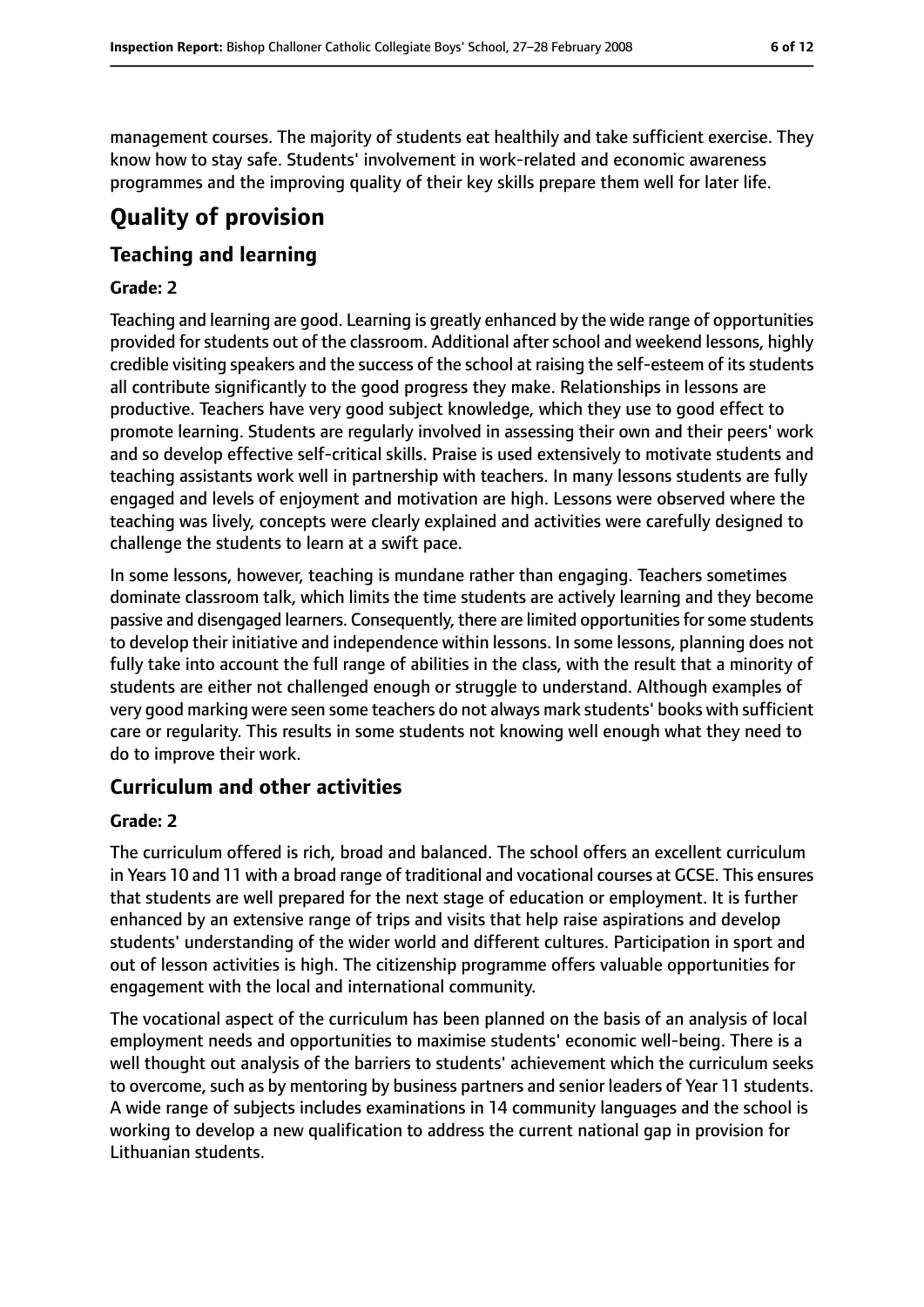management courses. The majority of students eat healthily and take sufficient exercise. They know how to stay safe. Students' involvement in work-related and economic awareness programmes and the improving quality of their key skills prepare them well for later life.

# Quality of provision

## Teaching and learning

**Grade: 2**

Teaching and learning are good. Learning is greatly enhanced by the wide range of opportunities provided for students out of the classroom. Additional after school and weekend lessons, highly credible visiting speakers and the success of the school at raising the self-esteem of its students all contribute significantly to the good progress they make. Relationships in lessons are productive. Teachers have very good subject knowledge, which they use to good effect to promote learning. Students are regularly involved in assessing their own and their peers' work and so develop effective self-critical skills. Praise is used extensively to motivate students and teaching assistants work well in partnership with teachers. In many lessons students are fully engaged and levels of enjoyment and motivation are high. Lessons were observed where the teaching was lively, concepts were clearly explained and activities were carefully designed to challenge the students to learn at a swift pace.

In some lessons, however, teaching is mundane rather than engaging. Teachers sometimes dominate classroom talk, which limits the time students are actively learning and they become passive and disengaged learners. Consequently, there are limited opportunities for some students to develop their initiative and independence within lessons. In some lessons, planning does not fully take into account the full range of abilities in the class, with the result that a minority of students are either not challenged enough or struggle to understand. Although examples of very good marking were seen some teachers do not always mark students' books with sufficient care or regularity. This results in some students not knowing well enough what they need to do to improve their work.

## Curriculum and other activities

**Grade: 2**

The curriculum offered is rich, broad and balanced. The school offers an excellent curriculum in Years 10 and 11 with a broad range of traditional and vocational courses at GCSE. This ensures that students are well prepared for the next stage of education or employment. It is further enhanced by an extensive range of trips and visits that help raise aspirations and develop students' understanding of the wider world and different cultures. Participation in sport and out of lesson activities is high. The citizenship programme offers valuable opportunities for engagement with the local and international community.

The vocational aspect of the curriculum has been planned on the basis of an analysis of local employment needs and opportunities to maximise students' economic well-being. There is a well thought out analysis of the barriers to students' achievement which the curriculum seeks to overcome, such as by mentoring by business partners and senior leaders of Year 11 students. A wide range of subjects includes examinations in 14 community languages and the school is working to develop a new qualification to address the current national gap in provision for Lithuanian students.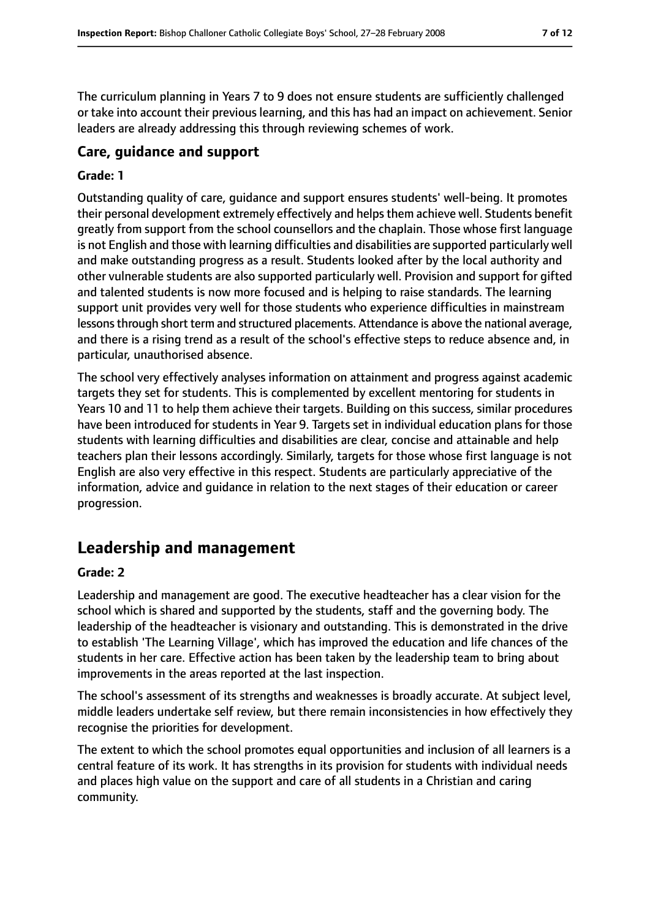The curriculum planning in Years 7 to 9 does not ensure students are sufficiently challenged or take into account their previous learning, and this has had an impact on achievement. Senior leaders are already addressing this through reviewing schemes of work.

### Care, guidance and support

#### Grade: 1

Outstanding quality of care, guidance and support ensures students' well-being. It promotes their personal development extremely effectively and helps them achieve well. Students benefit greatly from support from the school counsellors and the chaplain. Those whose first language is not English and those with learning difficulties and disabilities are supported particularly well and make outstanding progress as a result. Students looked after by the local authority and other vulnerable students are also supported particularly well. Provision and support for gifted and talented students is now more focused and is helping to raise standards. The learning support unit provides very well for those students who experience difficulties in mainstream lessons through short term and structured placements. Attendance is above the national average, and there is a rising trend as a result of the school's effective steps to reduce absence and, in particular, unauthorised absence.

The school very effectively analyses information on attainment and progress against academic targets they set for students. This is complemented by excellent mentoring for students in Years 10 and 11 to help them achieve their targets. Building on this success, similar procedures have been introduced for students in Year 9. Targets set in individual education plans for those students with learning difficulties and disabilities are clear, concise and attainable and help teachers plan their lessons accordingly. Similarly, targets for those whose first language is not English are also very effective in this respect. Students are particularly appreciative of the information, advice and guidance in relation to the next stages of their education or career progression.

## Leadership and management

#### Grade: 2

Leadership and management are good. The executive headteacher has a clear vision for the school which is shared and supported by the students, staff and the governing body. The leadership of the headteacher is visionary and outstanding. This is demonstrated in the drive to establish 'The Learning Village', which has improved the education and life chances of the students in her care. Effective action has been taken by the leadership team to bring about improvements in the areas reported at the last inspection.

The school's assessment of its strengths and weaknesses is broadly accurate. At subject level, middle leaders undertake self review, but there remain inconsistencies in how effectively they recognise the priorities for development.

The extent to which the school promotes equal opportunities and inclusion of all learners is a central feature of its work. It has strengths in its provision for students with individual needs and places high value on the support and care of all students in a Christian and caring community.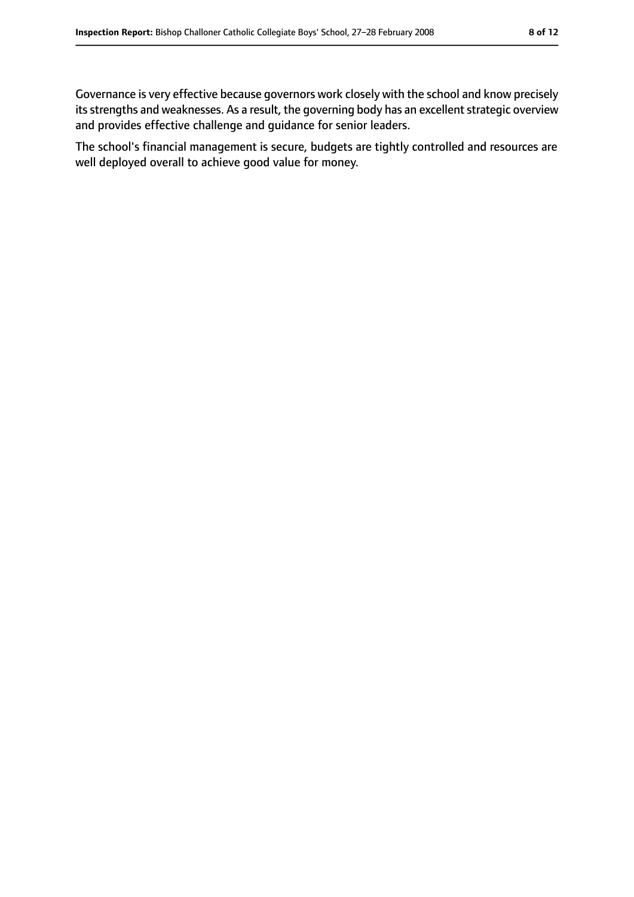Governance is very effective because governors work closely with the school and know precisely its strengths and weaknesses. As a result, the governing body has an excellent strategic overview and provides effective challenge and guidance for senior leaders.

The school's financial management is secure, budgets are tightly controlled and resources are well deployed overall to achieve good value for money.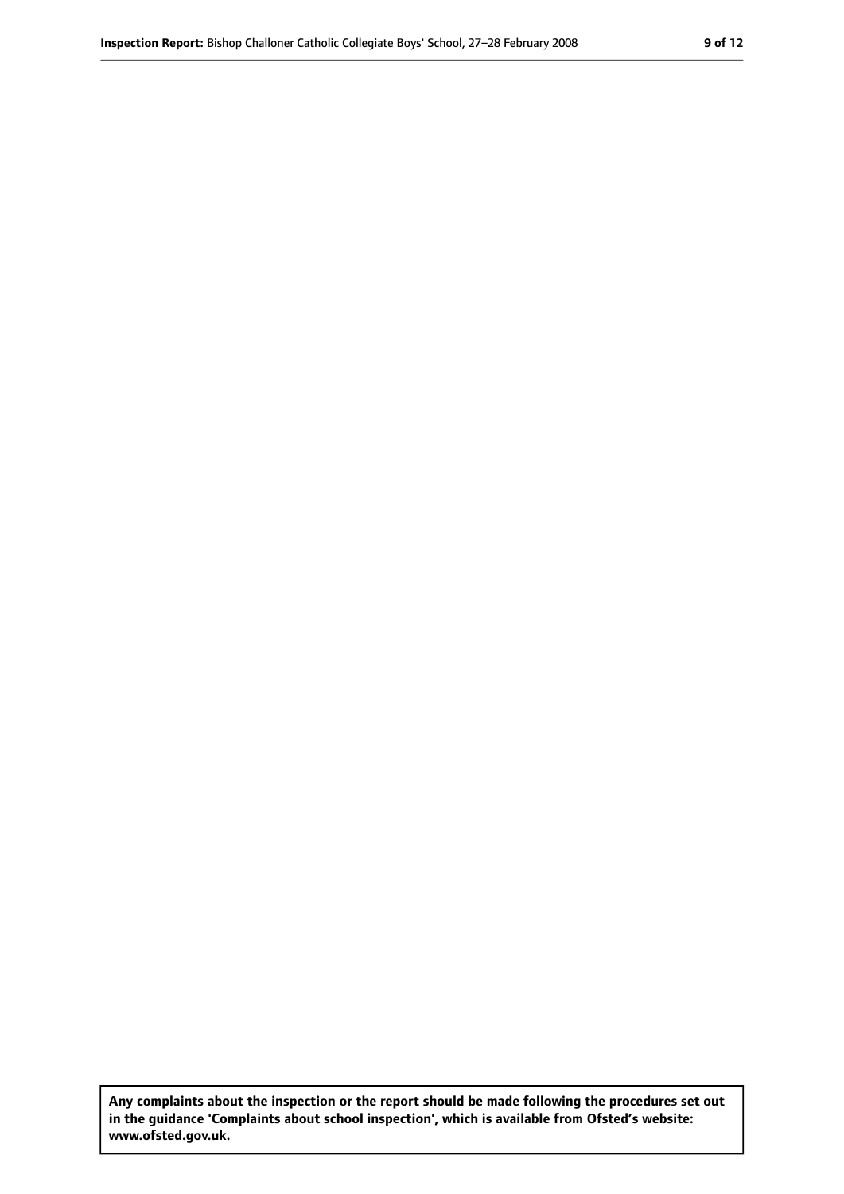**Any complaints about the inspection or the report should be made following the procedures set out in the guidance 'Complaints about school inspection', which is available from Ofsted's website: www.ofsted.gov.uk.**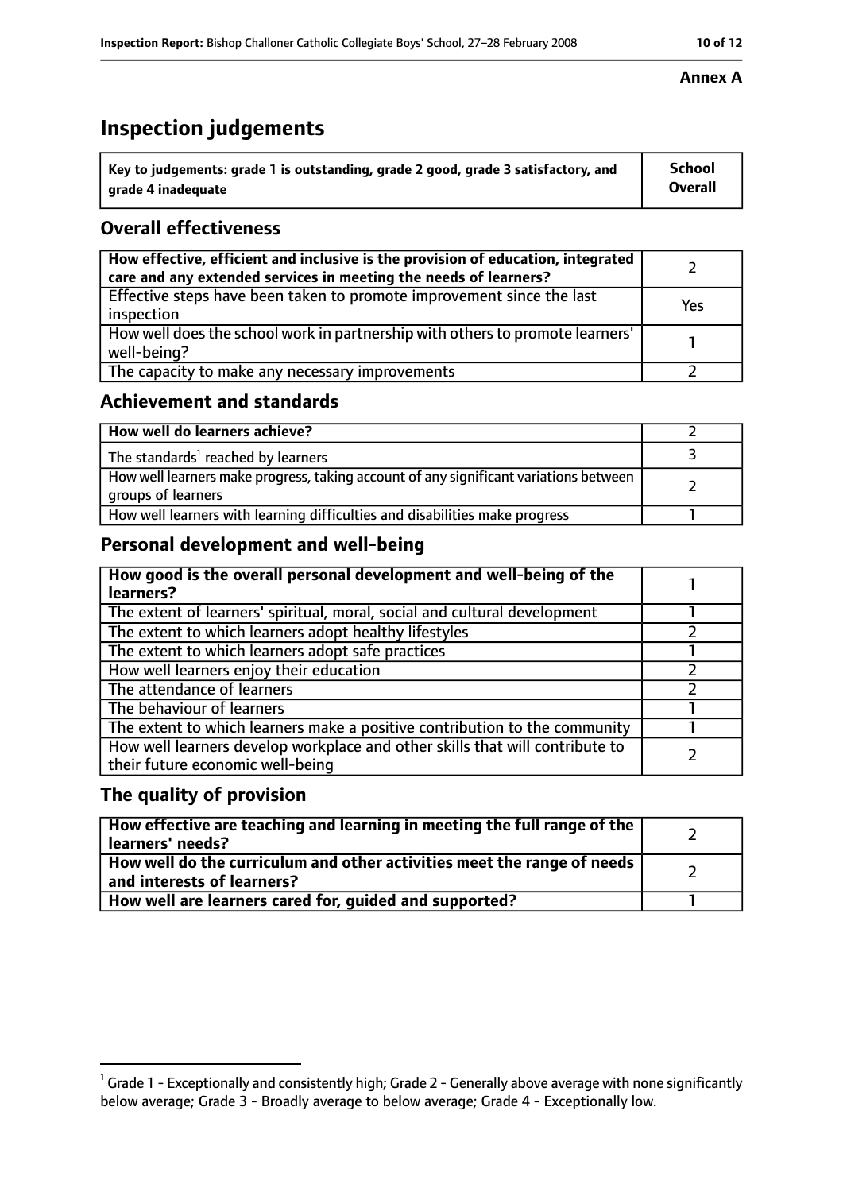**Annex A**

# Inspection judgements

| Key to judgements: grade 1 is outstanding, grade 2 good, grade 3 satisfactory, and grade 4 inadequate | School Overall |
|---|---|

## Overall effectiveness

| | |
|---|---|
| **How effective, efficient and inclusive is the provision of education, integrated care and any extended services in meeting the needs of learners?** | 2 |
| Effective steps have been taken to promote improvement since the last inspection | Yes |
| How well does the school work in partnership with others to promote learners' well-being? | 1 |
| The capacity to make any necessary improvements | 2 |

## Achievement and standards

| | |
|---|---|
| **How well do learners achieve?** | 2 |
| The standards[1] reached by learners | 3 |
| How well learners make progress, taking account of any significant variations between groups of learners | 2 |
| How well learners with learning difficulties and disabilities make progress | 1 |

## Personal development and well-being

| | |
|---|---|
| **How good is the overall personal development and well-being of the learners?** | 1 |
| The extent of learners' spiritual, moral, social and cultural development | 1 |
| The extent to which learners adopt healthy lifestyles | 2 |
| The extent to which learners adopt safe practices | 1 |
| How well learners enjoy their education | 2 |
| The attendance of learners | 2 |
| The behaviour of learners | 1 |
| The extent to which learners make a positive contribution to the community | 1 |
| How well learners develop workplace and other skills that will contribute to their future economic well-being | 2 |

## The quality of provision

| | |
|---|---|
| **How effective are teaching and learning in meeting the full range of the learners' needs?** | 2 |
| **How well do the curriculum and other activities meet the range of needs and interests of learners?** | 2 |
| **How well are learners cared for, guided and supported?** | 1 |

[1] Grade 1 - Exceptionally and consistently high; Grade 2 - Generally above average with none significantly below average; Grade 3 - Broadly average to below average; Grade 4 - Exceptionally low.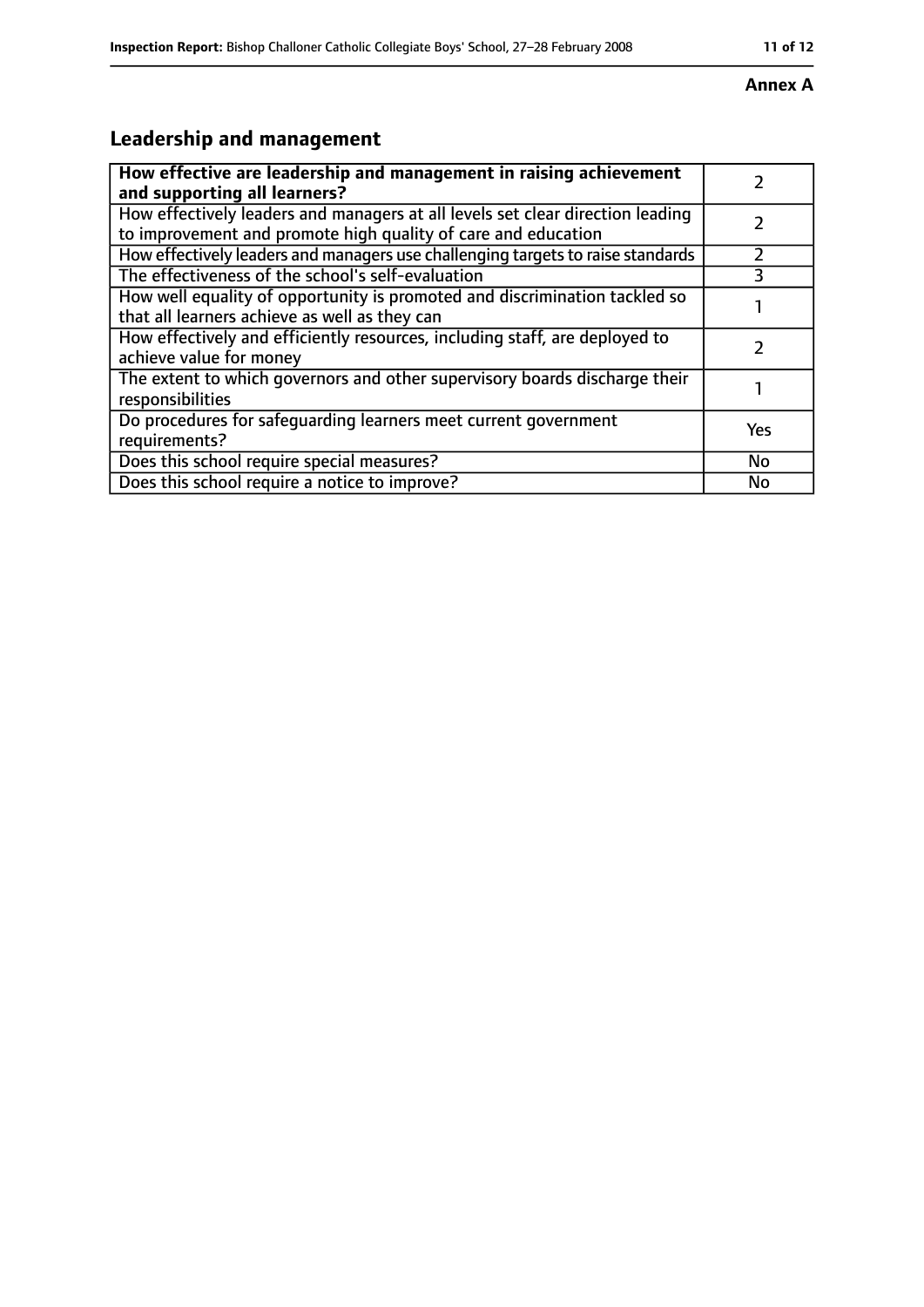**Annex A**

## Leadership and management

| **How effective are leadership and management in raising achievement and supporting all learners?** | 2 |
| --- | --- |
| How effectively leaders and managers at all levels set clear direction leading to improvement and promote high quality of care and education | 2 |
| How effectively leaders and managers use challenging targets to raise standards | 2 |
| The effectiveness of the school's self-evaluation | 3 |
| How well equality of opportunity is promoted and discrimination tackled so that all learners achieve as well as they can | 1 |
| How effectively and efficiently resources, including staff, are deployed to achieve value for money | 2 |
| The extent to which governors and other supervisory boards discharge their responsibilities | 1 |
| Do procedures for safeguarding learners meet current government requirements? | Yes |
| Does this school require special measures? | No |
| Does this school require a notice to improve? | No |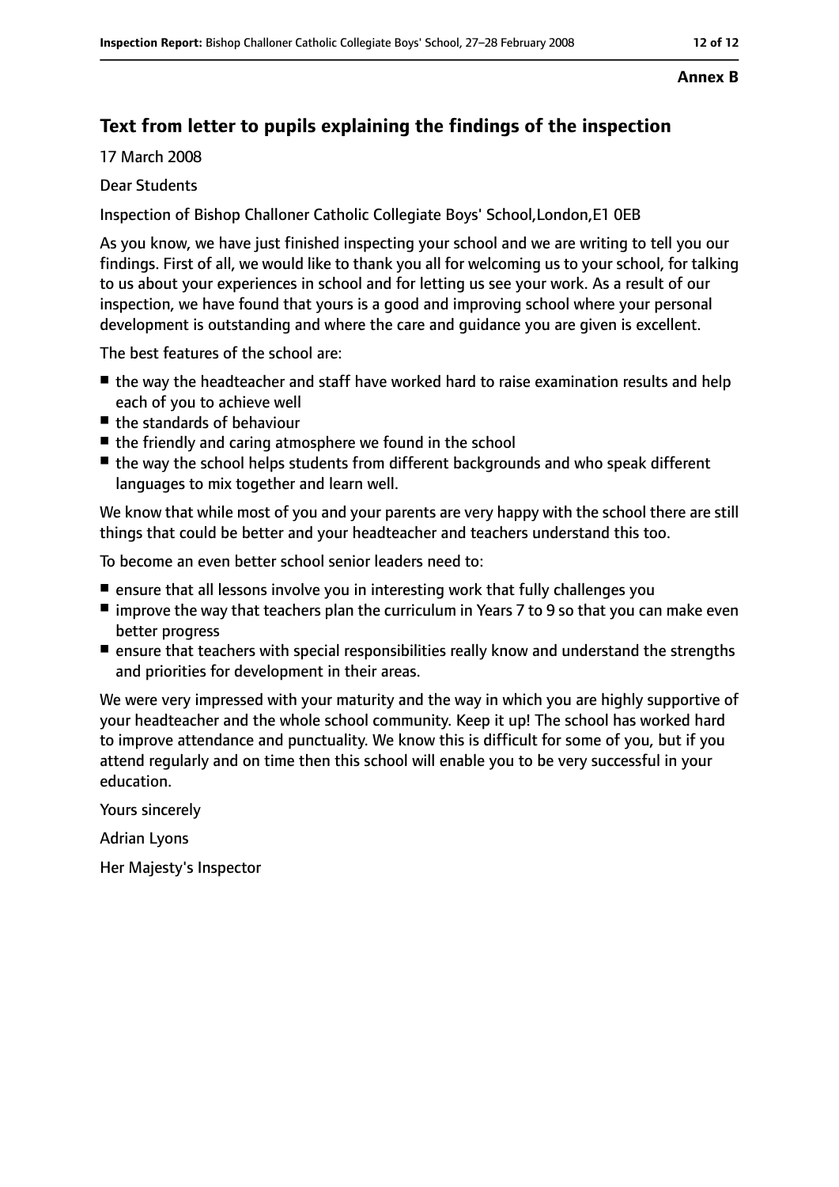**Annex B**

## Text from letter to pupils explaining the findings of the inspection

17 March 2008

Dear Students

Inspection of Bishop Challoner Catholic Collegiate Boys' School,London,E1 0EB

As you know, we have just finished inspecting your school and we are writing to tell you our findings. First of all, we would like to thank you all for welcoming us to your school, for talking to us about your experiences in school and for letting us see your work. As a result of our inspection, we have found that yours is a good and improving school where your personal development is outstanding and where the care and guidance you are given is excellent.

The best features of the school are:

- the way the headteacher and staff have worked hard to raise examination results and help each of you to achieve well
- the standards of behaviour
- the friendly and caring atmosphere we found in the school
- the way the school helps students from different backgrounds and who speak different languages to mix together and learn well.

We know that while most of you and your parents are very happy with the school there are still things that could be better and your headteacher and teachers understand this too.

To become an even better school senior leaders need to:

- ensure that all lessons involve you in interesting work that fully challenges you
- improve the way that teachers plan the curriculum in Years 7 to 9 so that you can make even better progress
- ensure that teachers with special responsibilities really know and understand the strengths and priorities for development in their areas.

We were very impressed with your maturity and the way in which you are highly supportive of your headteacher and the whole school community. Keep it up! The school has worked hard to improve attendance and punctuality. We know this is difficult for some of you, but if you attend regularly and on time then this school will enable you to be very successful in your education.

Yours sincerely

Adrian Lyons

Her Majesty's Inspector